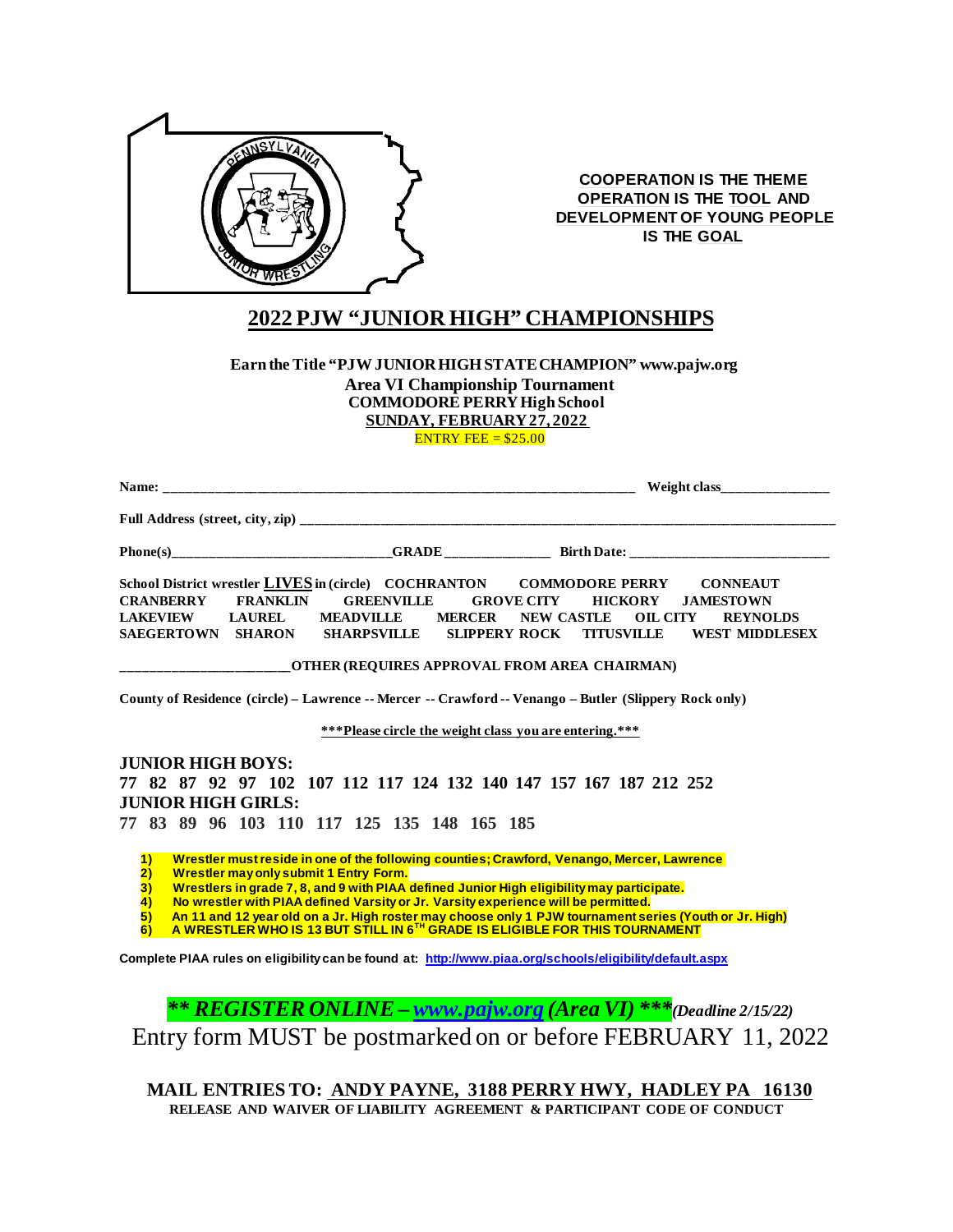**COOPERATION IS THE THEME**
**OPERATION IS THE TOOL AND**
**DEVELOPMENT OF YOUNG PEOPLE**
**IS THE GOAL**

# 2022 PJW "JUNIOR HIGH" CHAMPIONSHIPS

**Earn the Title "PJW JUNIOR HIGH STATE CHAMPION" www.pajw.org**
**Area VI Championship Tournament**
**COMMODORE PERRY High School**
**SUNDAY, FEBRUARY 27, 2022**
ENTRY FEE = $25.00

**Name:** ______________________________________________________________ **Weight class**_______________

**Full Address (street, city, zip)** ______________________________________________________________________

**Phone(s)**______________________________**GRADE** _______________ **Birth Date:** ___________________________

**School District wrestler LIVES in (circle)** **COCHRANTON COMMODORE PERRY CONNEAUT CRANBERRY FRANKLIN GREENVILLE GROVE CITY HICKORY JAMESTOWN LAKEVIEW LAUREL MEADVILLE MERCER NEW CASTLE OIL CITY REYNOLDS SAEGERTOWN SHARON SHARPSVILLE SLIPPERY ROCK TITUSVILLE WEST MIDDLESEX**

**______________________OTHER (REQUIRES APPROVAL FROM AREA CHAIRMAN)**

**County of Residence (circle) – Lawrence -- Mercer -- Crawford -- Venango – Butler (Slippery Rock only)**

**\*\*\*Please circle the weight class you are entering.\*\*\***

**JUNIOR HIGH BOYS:**
**77 82 87 92 97 102 107 112 117 124 132 140 147 157 167 187 212 252**
**JUNIOR HIGH GIRLS:**
**77 83 89 96 103 110 117 125 135 148 165 185**

1) **Wrestler must reside in one of the following counties; Crawford, Venango, Mercer, Lawrence**
2) **Wrestler may only submit 1 Entry Form.**
3) **Wrestlers in grade 7, 8, and 9 with PIAA defined Junior High eligibility may participate.**
4) **No wrestler with PIAA defined Varsity or Jr. Varsity experience will be permitted.**
5) **An 11 and 12 year old on a Jr. High roster may choose only 1 PJW tournament series (Youth or Jr. High)**
6) **A WRESTLER WHO IS 13 BUT STILL IN 6TH GRADE IS ELIGIBLE FOR THIS TOURNAMENT**

**Complete PIAA rules on eligibility can be found at: http://www.piaa.org/schools/eligibility/default.aspx**

***\*\* REGISTER ONLINE – www.pajw.org (Area VI) \*\*\**** ***(Deadline 2/15/22)***

Entry form MUST be postmarked on or before FEBRUARY 11, 2022

**MAIL ENTRIES TO: ANDY PAYNE, 3188 PERRY HWY, HADLEY PA 16130**
**RELEASE AND WAIVER OF LIABILITY AGREEMENT & PARTICIPANT CODE OF CONDUCT**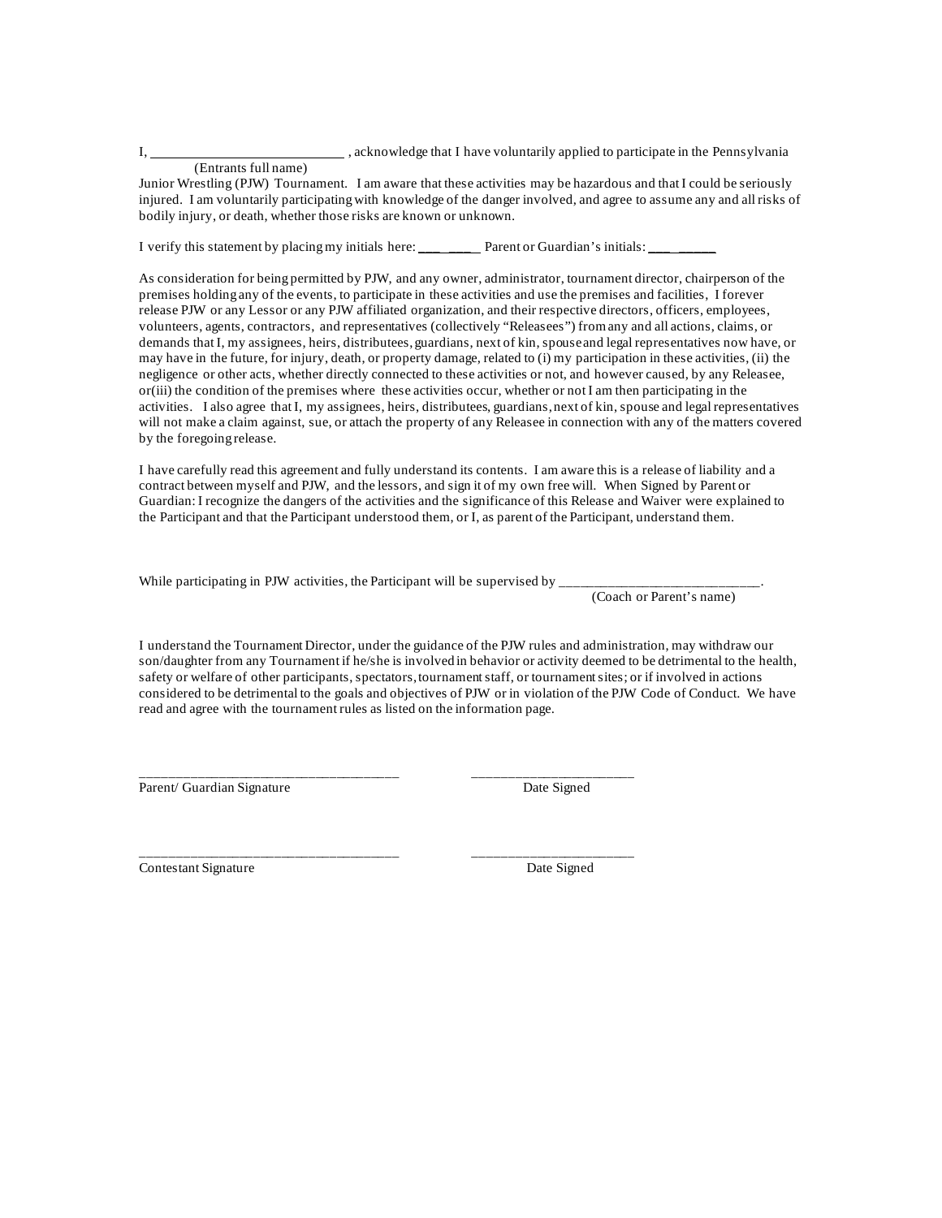I, ___________________________ , acknowledge that I have voluntarily applied to participate in the Pennsylvania
(Entrants full name)
Junior Wrestling (PJW) Tournament. I am aware that these activities may be hazardous and that I could be seriously injured. I am voluntarily participating with knowledge of the danger involved, and agree to assume any and all risks of bodily injury, or death, whether those risks are known or unknown.

I verify this statement by placing my initials here: ___ ____ Parent or Guardian's initials: ___ _____

As consideration for being permitted by PJW, and any owner, administrator, tournament director, chairperson of the premises holding any of the events, to participate in these activities and use the premises and facilities, I forever release PJW or any Lessor or any PJW affiliated organization, and their respective directors, officers, employees, volunteers, agents, contractors, and representatives (collectively "Releasees") from any and all actions, claims, or demands that I, my assignees, heirs, distributees, guardians, next of kin, spouse and legal representatives now have, or may have in the future, for injury, death, or property damage, related to (i) my participation in these activities, (ii) the negligence or other acts, whether directly connected to these activities or not, and however caused, by any Releasee, or(iii) the condition of the premises where these activities occur, whether or not I am then participating in the activities. I also agree that I, my assignees, heirs, distributees, guardians, next of kin, spouse and legal representatives will not make a claim against, sue, or attach the property of any Releasee in connection with any of the matters covered by the foregoing release.

I have carefully read this agreement and fully understand its contents. I am aware this is a release of liability and a contract between myself and PJW, and the lessors, and sign it of my own free will. When Signed by Parent or Guardian: I recognize the dangers of the activities and the significance of this Release and Waiver were explained to the Participant and that the Participant understood them, or I, as parent of the Participant, understand them.

While participating in PJW activities, the Participant will be supervised by ____________________________.
(Coach or Parent's name)

I understand the Tournament Director, under the guidance of the PJW rules and administration, may withdraw our son/daughter from any Tournament if he/she is involved in behavior or activity deemed to be detrimental to the health, safety or welfare of other participants, spectators, tournament staff, or tournament sites; or if involved in actions considered to be detrimental to the goals and objectives of PJW or in violation of the PJW Code of Conduct. We have read and agree with the tournament rules as listed on the information page.

_____________________________________ _______________________
Parent/ Guardian Signature Date Signed

_____________________________________ _______________________
Contestant Signature Date Signed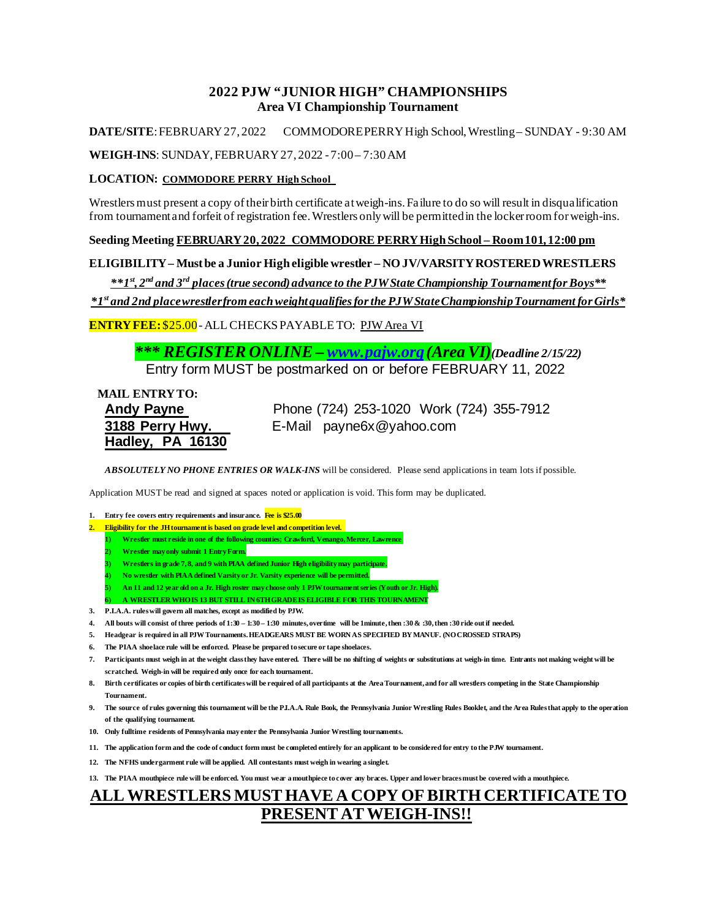## 2022 PJW "JUNIOR HIGH" CHAMPIONSHIPS
### Area VI Championship Tournament

**DATE/SITE**: FEBRUARY 27, 2022 COMMODORE PERRY High School, Wrestling – SUNDAY - 9:30 AM

**WEIGH-INS**: SUNDAY, FEBRUARY 27, 2022 - 7:00 – 7:30 AM

**LOCATION:** **COMMODORE PERRY High School**

Wrestlers must present a copy of their birth certificate at weigh-ins. Failure to do so will result in disqualification from tournament and forfeit of registration fee. Wrestlers only will be permitted in the locker room for weigh-ins.

**Seeding Meeting FEBRUARY 20, 2022 COMMODORE PERRY High School – Room 101, 12:00 pm**

**ELIGIBILITY – Must be a Junior High eligible wrestler – NO JV/VARSITY ROSTERED WRESTLERS**

***\*\*1st, 2nd and 3rd places (true second) advance to the PJW State Championship Tournament for Boys\*\****

***\*1st and 2nd place wrestler from each weight qualifies for the PJW State Championship Tournament for Girls\****

**ENTRY FEE:** $25.00 - ALL CHECKS PAYABLE TO: PJW Area VI

***\*\*\* REGISTER ONLINE – www.pajw.org (Area VI)*** *(Deadline 2/15/22)*

Entry form MUST be postmarked on or before FEBRUARY 11, 2022

**MAIL ENTRY TO:**

**Andy Payne**
**3188 Perry Hwy.**
**Hadley, PA 16130**

Phone (724) 253-1020 Work (724) 355-7912
E-Mail payne6x@yahoo.com

***ABSOLUTELY NO PHONE ENTRIES OR WALK-INS*** will be considered. Please send applications in team lots if possible.

Application MUST be read and signed at spaces noted or application is void. This form may be duplicated.

1. **Entry fee covers entry requirements and insurance. Fee is $25.00**
2. **Eligibility for the JH tournament is based on grade level and competition level.**
   1) **Wrestler must reside in one of the following counties; Crawford, Venango, Mercer, Lawrence**
   2) **Wrestler may only submit 1 Entry Form.**
   3) **Wrestlers in grade 7, 8, and 9 with PIAA defined Junior High eligibility may participate.**
   4) **No wrestler with PIAA defined Varsity or Jr. Varsity experience will be permitted.**
   5) **An 11 and 12 year old on a Jr. High roster may choose only 1 PJW tournament series (Youth or Jr. High).**
   6) **A WRESTLER WHO IS 13 BUT STILL IN 6TH GRADE IS ELIGIBLE FOR THIS TOURNAMENT**
3. **P.I.A.A. rules will govern all matches, except as modified by PJW.**
4. **All bouts will consist of three periods of 1:30 – 1:30 – 1:30 minutes, overtime will be 1 minute, then :30 & :30, then :30 ride out if needed.**
5. **Headgear is required in all PJW Tournaments. HEADGEARS MUST BE WORN AS SPECIFIED BY MANUF. (NO CROSSED STRAPS)**
6. **The PIAA shoelace rule will be enforced. Please be prepared to secure or tape shoelaces.**
7. **Participants must weigh in at the weight class they have entered. There will be no shifting of weights or substitutions at weigh-in time. Entrants not making weight will be scratched. Weigh-in will be required only once for each tournament.**
8. **Birth certificates or copies of birth certificates will be required of all participants at the Area Tournament, and for all wrestlers competing in the State Championship Tournament.**
9. **The source of rules governing this tournament will be the P.I.A.A. Rule Book, the Pennsylvania Junior Wrestling Rules Booklet, and the Area Rules that apply to the operation of the qualifying tournament.**
10. **Only fulltime residents of Pennsylvania may enter the Pennsylvania Junior Wrestling tournaments.**
11. **The application form and the code of conduct form must be completed entirely for an applicant to be considered for entry to the PJW tournament.**
12. **The NFHS undergarment rule will be applied. All contestants must weigh in wearing a singlet.**
13. **The PIAA mouthpiece rule will be enforced. You must wear a mouthpiece to cover any braces. Upper and lower braces must be covered with a mouthpiece.**

## ALL WRESTLERS MUST HAVE A COPY OF BIRTH CERTIFICATE TO PRESENT AT WEIGH-INS!!